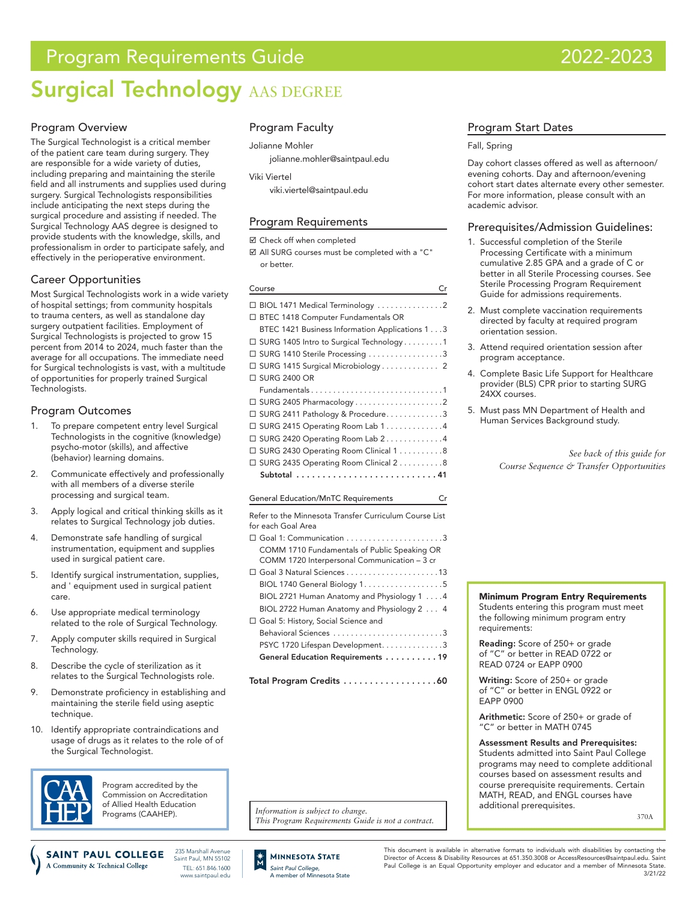# Program Requirements Guide 2022-2023

# Surgical Technology AAS DEGREE

## Program Overview

The Surgical Technologist is a critical member of the patient care team during surgery. They are responsible for a wide variety of duties, including preparing and maintaining the sterile field and all instruments and supplies used during surgery. Surgical Technologists responsibilities include anticipating the next steps during the surgical procedure and assisting if needed. The Surgical Technology AAS degree is designed to provide students with the knowledge, skills, and professionalism in order to participate safely, and effectively in the perioperative environment.

## Career Opportunities

Most Surgical Technologists work in a wide variety of hospital settings; from community hospitals to trauma centers, as well as standalone day surgery outpatient facilities. Employment of Surgical Technologists is projected to grow 15 percent from 2014 to 2024, much faster than the average for all occupations. The immediate need for Surgical technologists is vast, with a multitude of opportunities for properly trained Surgical Technologists.

## Program Outcomes

1. To prepare competent entry level Surgical Technologists in the cognitive (knowledge) psycho-motor (skills), and affective (behavior) learning domains.
2. Communicate effectively and professionally with all members of a diverse sterile processing and surgical team.
3. Apply logical and critical thinking skills as it relates to Surgical Technology job duties.
4. Demonstrate safe handling of surgical instrumentation, equipment and supplies used in surgical patient care.
5. Identify surgical instrumentation, supplies, and ' equipment used in surgical patient care.
6. Use appropriate medical terminology related to the role of Surgical Technology.
7. Apply computer skills required in Surgical Technology.
8. Describe the cycle of sterilization as it relates to the Surgical Technologists role.
9. Demonstrate proficiency in establishing and maintaining the sterile field using aseptic technique.
10. Identify appropriate contraindications and usage of drugs as it relates to the role of of the Surgical Technologist.

Program accredited by the Commission on Accreditation of Allied Health Education Programs (CAAHEP).

## Program Faculty

Jolianne Mohler
jolianne.mohler@saintpaul.edu

Viki Viertel
viki.viertel@saintpaul.edu

## Program Requirements

☑ Check off when completed
☑ All SURG courses must be completed with a "C" or better.

| Course | Cr |
|---|---|
| ☐ BIOL 1471 Medical Terminology | 2 |
| ☐ BTEC 1418 Computer Fundamentals OR BTEC 1421 Business Information Applications 1 | 3 |
| ☐ SURG 1405 Intro to Surgical Technology | 1 |
| ☐ SURG 1410 Sterile Processing | 3 |
| ☐ SURG 1415 Surgical Microbiology | 2 |
| ☐ SURG 2400 OR Fundamentals | 1 |
| ☐ SURG 2405 Pharmacology | 2 |
| ☐ SURG 2411 Pathology & Procedure | 3 |
| ☐ SURG 2415 Operating Room Lab 1 | 4 |
| ☐ SURG 2420 Operating Room Lab 2 | 4 |
| ☐ SURG 2430 Operating Room Clinical 1 | 8 |
| ☐ SURG 2435 Operating Room Clinical 2 | 8 |
| **Subtotal** | **41** |

| General Education/MnTC Requirements | Cr |
|---|---|
| Refer to the Minnesota Transfer Curriculum Course List for each Goal Area | |
| ☐ Goal 1: Communication | 3 |
| COMM 1710 Fundamentals of Public Speaking OR COMM 1720 Interpersonal Communication – 3 cr | |
| ☐ Goal 3 Natural Sciences | 13 |
| BIOL 1740 General Biology 1 | 5 |
| BIOL 2721 Human Anatomy and Physiology 1 | 4 |
| BIOL 2722 Human Anatomy and Physiology 2 | 4 |
| ☐ Goal 5: History, Social Science and Behavioral Sciences | 3 |
| PSYC 1720 Lifespan Development | 3 |
| **General Education Requirements** | **19** |

**Total Program Credits ..................60**

*Information is subject to change.*
*This Program Requirements Guide is not a contract.*

## Program Start Dates

Fall, Spring

Day cohort classes offered as well as afternoon/evening cohorts. Day and afternoon/evening cohort start dates alternate every other semester. For more information, please consult with an academic advisor.

## Prerequisites/Admission Guidelines:

1. Successful completion of the Sterile Processing Certificate with a minimum cumulative 2.85 GPA and a grade of C or better in all Sterile Processing courses. See Sterile Processing Program Requirement Guide for admissions requirements.
2. Must complete vaccination requirements directed by faculty at required program orientation session.
3. Attend required orientation session after program acceptance.
4. Complete Basic Life Support for Healthcare provider (BLS) CPR prior to starting SURG 24XX courses.
5. Must pass MN Department of Health and Human Services Background study.

*See back of this guide for Course Sequence & Transfer Opportunities*

**Minimum Program Entry Requirements**
Students entering this program must meet the following minimum program entry requirements:

**Reading:** Score of 250+ or grade of "C" or better in READ 0722 or READ 0724 or EAPP 0900

**Writing:** Score of 250+ or grade of "C" or better in ENGL 0922 or EAPP 0900

**Arithmetic:** Score of 250+ or grade of "C" or better in MATH 0745

**Assessment Results and Prerequisites:** Students admitted into Saint Paul College programs may need to complete additional courses based on assessment results and course prerequisite requirements. Certain MATH, READ, and ENGL courses have additional prerequisites.

370A

SAINT PAUL COLLEGE A Community & Technical College — 235 Marshall Avenue, Saint Paul, MN 55102, TEL: 651.846.1600, www.saintpaul.edu

MINNESOTA STATE — Saint Paul College, A member of Minnesota State

This document is available in alternative formats to individuals with disabilities by contacting the Director of Access & Disability Resources at 651.350.3008 or AccessResources@saintpaul.edu. Saint Paul College is an Equal Opportunity employer and educator and a member of Minnesota State. 3/21/22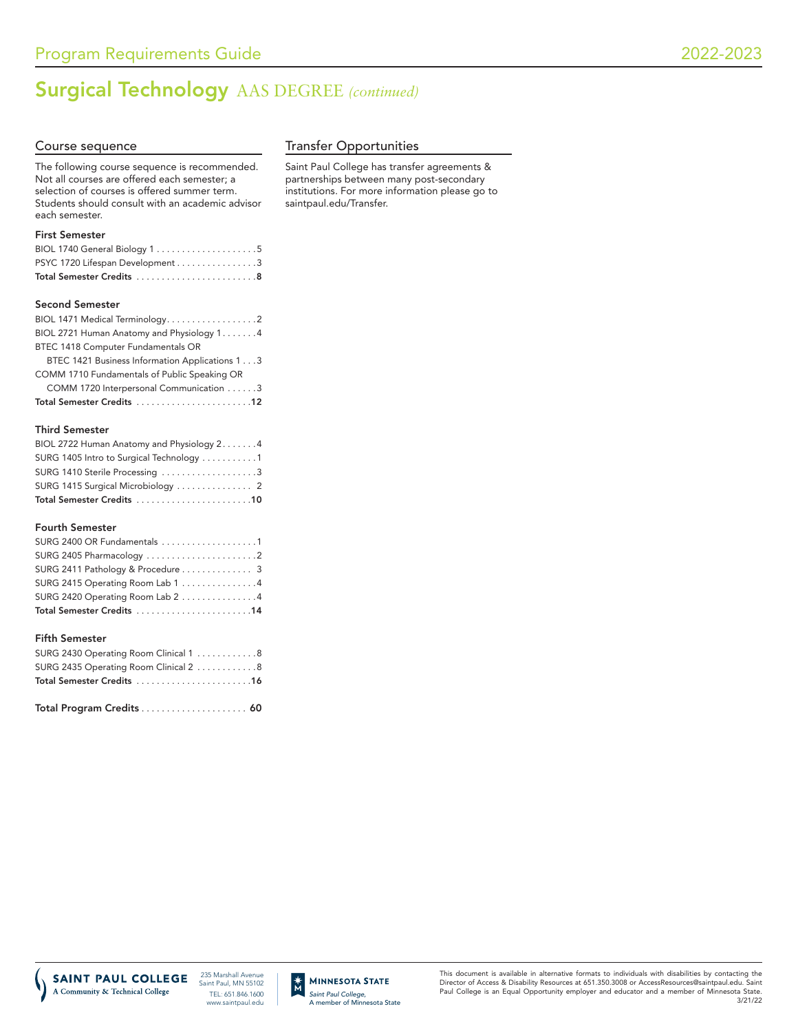# Surgical Technology AAS DEGREE *(continued)*

## Course sequence

The following course sequence is recommended. Not all courses are offered each semester; a selection of courses is offered summer term. Students should consult with an academic advisor each semester.

### First Semester

| | |
|---|---|
| BIOL 1740 General Biology 1 | 5 |
| PSYC 1720 Lifespan Development | 3 |
| **Total Semester Credits** | **8** |

### Second Semester

| | |
|---|---|
| BIOL 1471 Medical Terminology | 2 |
| BIOL 2721 Human Anatomy and Physiology 1 | 4 |
| BTEC 1418 Computer Fundamentals OR BTEC 1421 Business Information Applications 1 | 3 |
| COMM 1710 Fundamentals of Public Speaking OR COMM 1720 Interpersonal Communication | 3 |
| **Total Semester Credits** | **12** |

### Third Semester

| | |
|---|---|
| BIOL 2722 Human Anatomy and Physiology 2 | 4 |
| SURG 1405 Intro to Surgical Technology | 1 |
| SURG 1410 Sterile Processing | 3 |
| SURG 1415 Surgical Microbiology | 2 |
| **Total Semester Credits** | **10** |

### Fourth Semester

| | |
|---|---|
| SURG 2400 OR Fundamentals | 1 |
| SURG 2405 Pharmacology | 2 |
| SURG 2411 Pathology & Procedure | 3 |
| SURG 2415 Operating Room Lab 1 | 4 |
| SURG 2420 Operating Room Lab 2 | 4 |
| **Total Semester Credits** | **14** |

### Fifth Semester

| | |
|---|---|
| SURG 2430 Operating Room Clinical 1 | 8 |
| SURG 2435 Operating Room Clinical 2 | 8 |
| **Total Semester Credits** | **16** |

**Total Program Credits ..................... 60**

## Transfer Opportunities

Saint Paul College has transfer agreements & partnerships between many post-secondary institutions. For more information please go to saintpaul.edu/Transfer.

SAINT PAUL COLLEGE
A Community & Technical College
235 Marshall Avenue
Saint Paul, MN 55102
TEL: 651.846.1600
www.saintpaul.edu

MINNESOTA STATE
Saint Paul College, A member of Minnesota State

This document is available in alternative formats to individuals with disabilities by contacting the Director of Access & Disability Resources at 651.350.3008 or AccessResources@saintpaul.edu. Saint Paul College is an Equal Opportunity employer and educator and a member of Minnesota State. 3/21/22